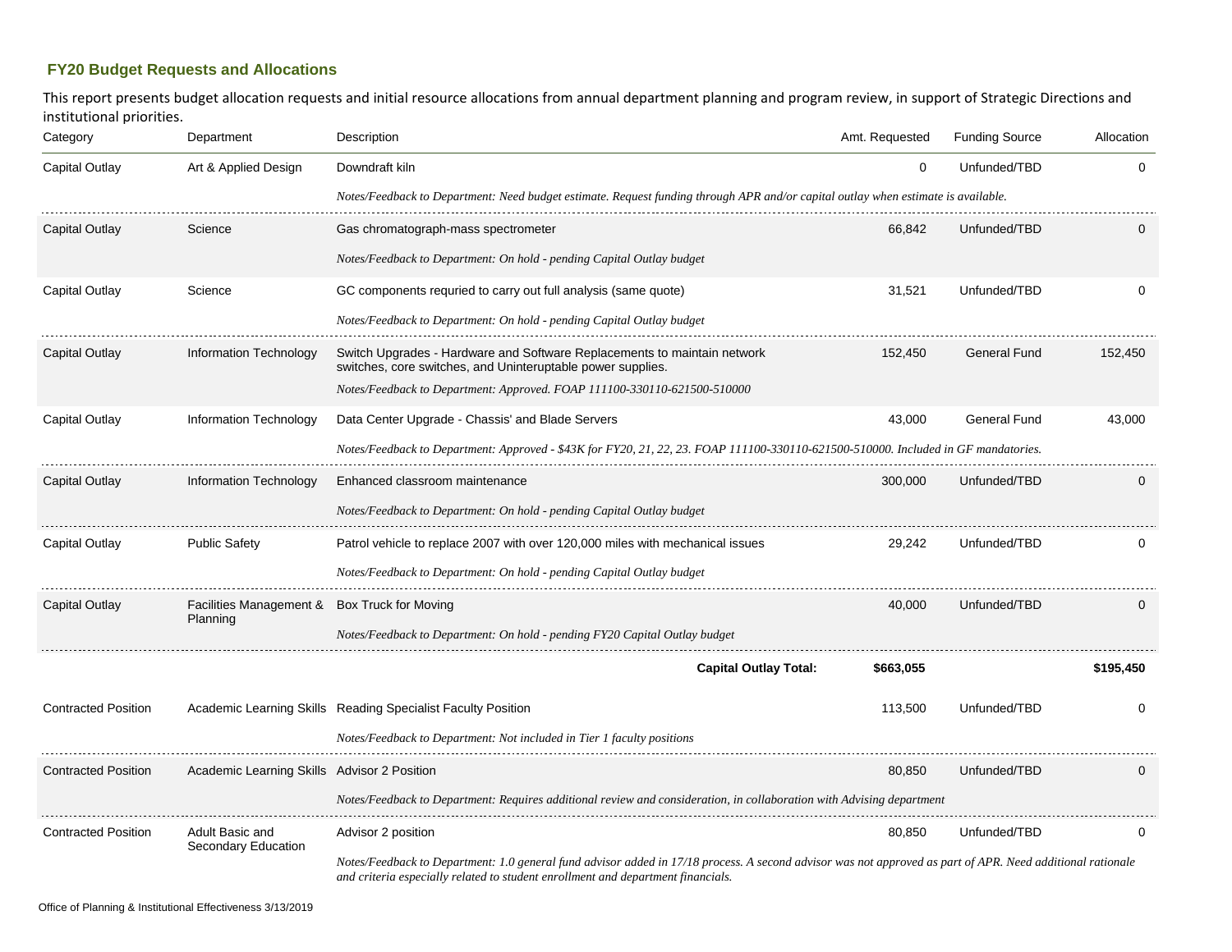## FY20 Budget Requests and Allocations

This report presents budget allocation requests and initial resource allocations from annual department planning and program review, in support of Strategic Directions and institutional priorities.

| Category | Department | Description | Amt. Requested | Funding Source | Allocation |
|---|---|---|---|---|---|
| Capital Outlay | Art & Applied Design | Downdraft kiln | 0 | Unfunded/TBD | 0 |
| | | *Notes/Feedback to Department: Need budget estimate. Request funding through APR and/or capital outlay when estimate is available.* | | | |
| Capital Outlay | Science | Gas chromatograph-mass spectrometer | 66,842 | Unfunded/TBD | 0 |
| | | *Notes/Feedback to Department: On hold - pending Capital Outlay budget* | | | |
| Capital Outlay | Science | GC components requried to carry out full analysis (same quote) | 31,521 | Unfunded/TBD | 0 |
| | | *Notes/Feedback to Department: On hold - pending Capital Outlay budget* | | | |
| Capital Outlay | Information Technology | Switch Upgrades - Hardware and Software Replacements to maintain network switches, core switches, and Uninteruptable power supplies. | 152,450 | General Fund | 152,450 |
| | | *Notes/Feedback to Department: Approved. FOAP 111100-330110-621500-510000* | | | |
| Capital Outlay | Information Technology | Data Center Upgrade - Chassis' and Blade Servers | 43,000 | General Fund | 43,000 |
| | | *Notes/Feedback to Department: Approved - $43K for FY20, 21, 22, 23. FOAP 111100-330110-621500-510000. Included in GF mandatories.* | | | |
| Capital Outlay | Information Technology | Enhanced classroom maintenance | 300,000 | Unfunded/TBD | 0 |
| | | *Notes/Feedback to Department: On hold - pending Capital Outlay budget* | | | |
| Capital Outlay | Public Safety | Patrol vehicle to replace 2007 with over 120,000 miles with mechanical issues | 29,242 | Unfunded/TBD | 0 |
| | | *Notes/Feedback to Department: On hold - pending Capital Outlay budget* | | | |
| Capital Outlay | Facilities Management & Planning | Box Truck for Moving | 40,000 | Unfunded/TBD | 0 |
| | | *Notes/Feedback to Department: On hold - pending FY20 Capital Outlay budget* | | | |
| | | **Capital Outlay Total:** | **$663,055** | | **$195,450** |
| Contracted Position | Academic Learning Skills | Reading Specialist Faculty Position | 113,500 | Unfunded/TBD | 0 |
| | | *Notes/Feedback to Department: Not included in Tier 1 faculty positions* | | | |
| Contracted Position | Academic Learning Skills | Advisor 2 Position | 80,850 | Unfunded/TBD | 0 |
| | | *Notes/Feedback to Department: Requires additional review and consideration, in collaboration with Advising department* | | | |
| Contracted Position | Adult Basic and Secondary Education | Advisor 2 position | 80,850 | Unfunded/TBD | 0 |
| | | *Notes/Feedback to Department: 1.0 general fund advisor added in 17/18 process. A second advisor was not approved as part of APR. Need additional rationale and criteria especially related to student enrollment and department financials.* | | | |

Office of Planning & Institutional Effectiveness 3/13/2019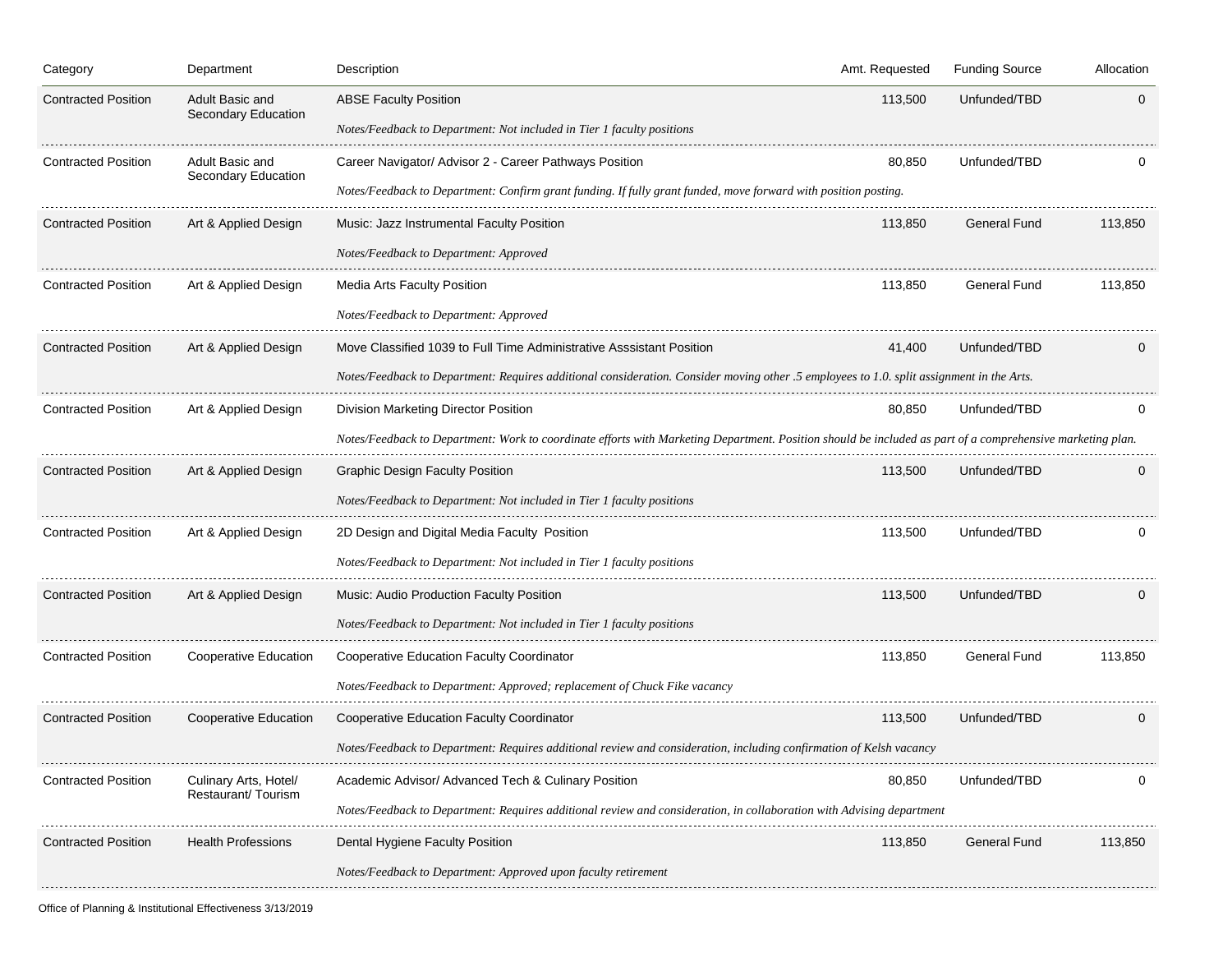| Category | Department | Description | Amt. Requested | Funding Source | Allocation |
|---|---|---|---|---|---|
| Contracted Position | Adult Basic and Secondary Education | ABSE Faculty Position<br>*Notes/Feedback to Department: Not included in Tier 1 faculty positions* | 113,500 | Unfunded/TBD | 0 |
| Contracted Position | Adult Basic and Secondary Education | Career Navigator/ Advisor 2 - Career Pathways Position<br>*Notes/Feedback to Department: Confirm grant funding. If fully grant funded, move forward with position posting.* | 80,850 | Unfunded/TBD | 0 |
| Contracted Position | Art & Applied Design | Music: Jazz Instrumental Faculty Position<br>*Notes/Feedback to Department: Approved* | 113,850 | General Fund | 113,850 |
| Contracted Position | Art & Applied Design | Media Arts Faculty Position<br>*Notes/Feedback to Department: Approved* | 113,850 | General Fund | 113,850 |
| Contracted Position | Art & Applied Design | Move Classified 1039 to Full Time Administrative Asssistant Position<br>*Notes/Feedback to Department: Requires additional consideration. Consider moving other .5 employees to 1.0. split assignment in the Arts.* | 41,400 | Unfunded/TBD | 0 |
| Contracted Position | Art & Applied Design | Division Marketing Director Position<br>*Notes/Feedback to Department: Work to coordinate efforts with Marketing Department. Position should be included as part of a comprehensive marketing plan.* | 80,850 | Unfunded/TBD | 0 |
| Contracted Position | Art & Applied Design | Graphic Design Faculty Position<br>*Notes/Feedback to Department: Not included in Tier 1 faculty positions* | 113,500 | Unfunded/TBD | 0 |
| Contracted Position | Art & Applied Design | 2D Design and Digital Media Faculty Position<br>*Notes/Feedback to Department: Not included in Tier 1 faculty positions* | 113,500 | Unfunded/TBD | 0 |
| Contracted Position | Art & Applied Design | Music: Audio Production Faculty Position<br>*Notes/Feedback to Department: Not included in Tier 1 faculty positions* | 113,500 | Unfunded/TBD | 0 |
| Contracted Position | Cooperative Education | Cooperative Education Faculty Coordinator<br>*Notes/Feedback to Department: Approved; replacement of Chuck Fike vacancy* | 113,850 | General Fund | 113,850 |
| Contracted Position | Cooperative Education | Cooperative Education Faculty Coordinator<br>*Notes/Feedback to Department: Requires additional review and consideration, including confirmation of Kelsh vacancy* | 113,500 | Unfunded/TBD | 0 |
| Contracted Position | Culinary Arts, Hotel/ Restaurant/ Tourism | Academic Advisor/ Advanced Tech & Culinary Position<br>*Notes/Feedback to Department: Requires additional review and consideration, in collaboration with Advising department* | 80,850 | Unfunded/TBD | 0 |
| Contracted Position | Health Professions | Dental Hygiene Faculty Position<br>*Notes/Feedback to Department: Approved upon faculty retirement* | 113,850 | General Fund | 113,850 |

Office of Planning & Institutional Effectiveness 3/13/2019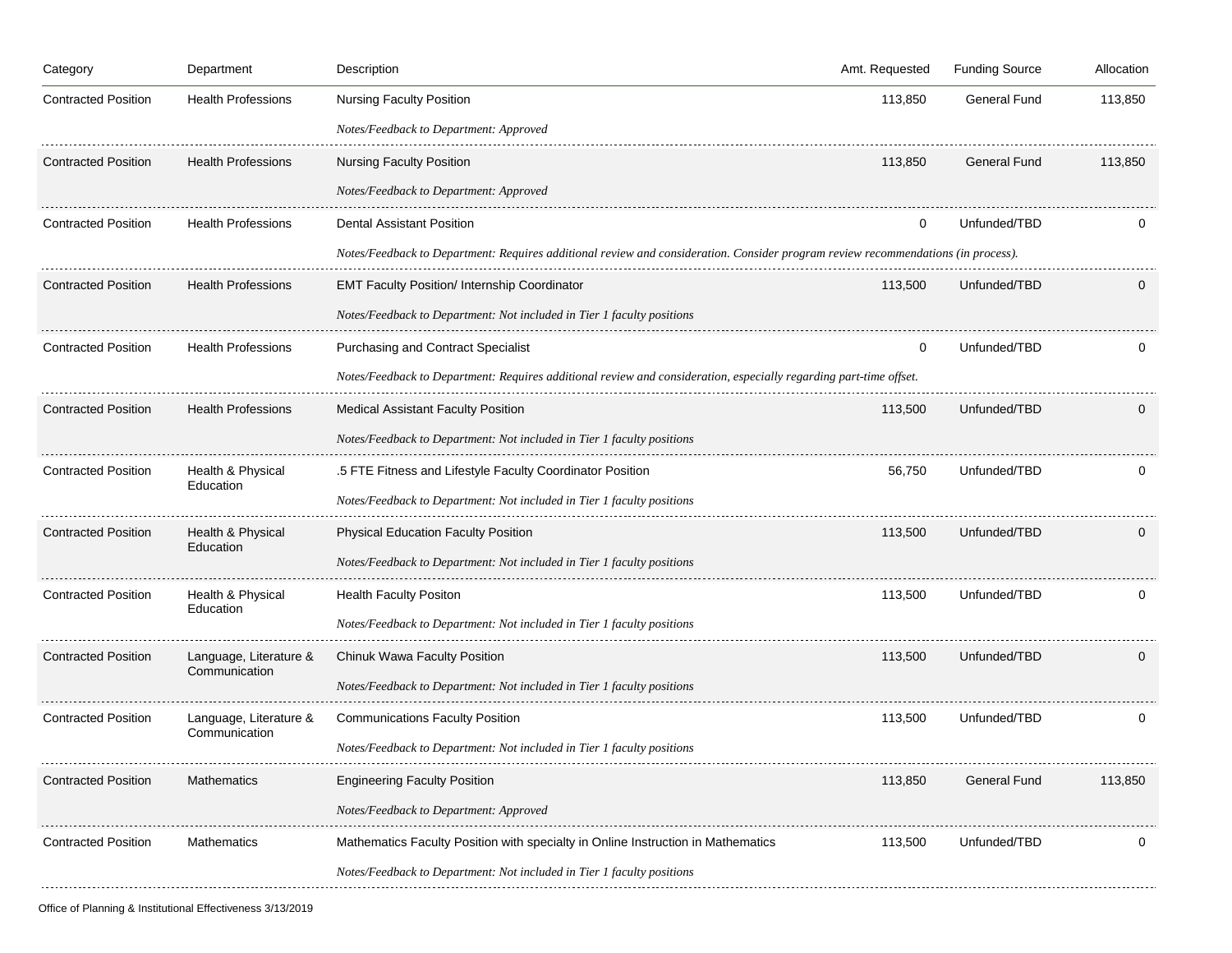| Category | Department | Description | Amt. Requested | Funding Source | Allocation |
|---|---|---|---|---|---|
| Contracted Position | Health Professions | Nursing Faculty Position<br>*Notes/Feedback to Department: Approved* | 113,850 | General Fund | 113,850 |
| Contracted Position | Health Professions | Nursing Faculty Position<br>*Notes/Feedback to Department: Approved* | 113,850 | General Fund | 113,850 |
| Contracted Position | Health Professions | Dental Assistant Position<br>*Notes/Feedback to Department: Requires additional review and consideration. Consider program review recommendations (in process).* | 0 | Unfunded/TBD | 0 |
| Contracted Position | Health Professions | EMT Faculty Position/ Internship Coordinator<br>*Notes/Feedback to Department: Not included in Tier 1 faculty positions* | 113,500 | Unfunded/TBD | 0 |
| Contracted Position | Health Professions | Purchasing and Contract Specialist<br>*Notes/Feedback to Department: Requires additional review and consideration, especially regarding part-time offset.* | 0 | Unfunded/TBD | 0 |
| Contracted Position | Health Professions | Medical Assistant Faculty Position<br>*Notes/Feedback to Department: Not included in Tier 1 faculty positions* | 113,500 | Unfunded/TBD | 0 |
| Contracted Position | Health & Physical Education | .5 FTE Fitness and Lifestyle Faculty Coordinator Position<br>*Notes/Feedback to Department: Not included in Tier 1 faculty positions* | 56,750 | Unfunded/TBD | 0 |
| Contracted Position | Health & Physical Education | Physical Education Faculty Position<br>*Notes/Feedback to Department: Not included in Tier 1 faculty positions* | 113,500 | Unfunded/TBD | 0 |
| Contracted Position | Health & Physical Education | Health Faculty Positon<br>*Notes/Feedback to Department: Not included in Tier 1 faculty positions* | 113,500 | Unfunded/TBD | 0 |
| Contracted Position | Language, Literature & Communication | Chinuk Wawa Faculty Position<br>*Notes/Feedback to Department: Not included in Tier 1 faculty positions* | 113,500 | Unfunded/TBD | 0 |
| Contracted Position | Language, Literature & Communication | Communications Faculty Position<br>*Notes/Feedback to Department: Not included in Tier 1 faculty positions* | 113,500 | Unfunded/TBD | 0 |
| Contracted Position | Mathematics | Engineering Faculty Position<br>*Notes/Feedback to Department: Approved* | 113,850 | General Fund | 113,850 |
| Contracted Position | Mathematics | Mathematics Faculty Position with specialty in Online Instruction in Mathematics<br>*Notes/Feedback to Department: Not included in Tier 1 faculty positions* | 113,500 | Unfunded/TBD | 0 |

Office of Planning & Institutional Effectiveness 3/13/2019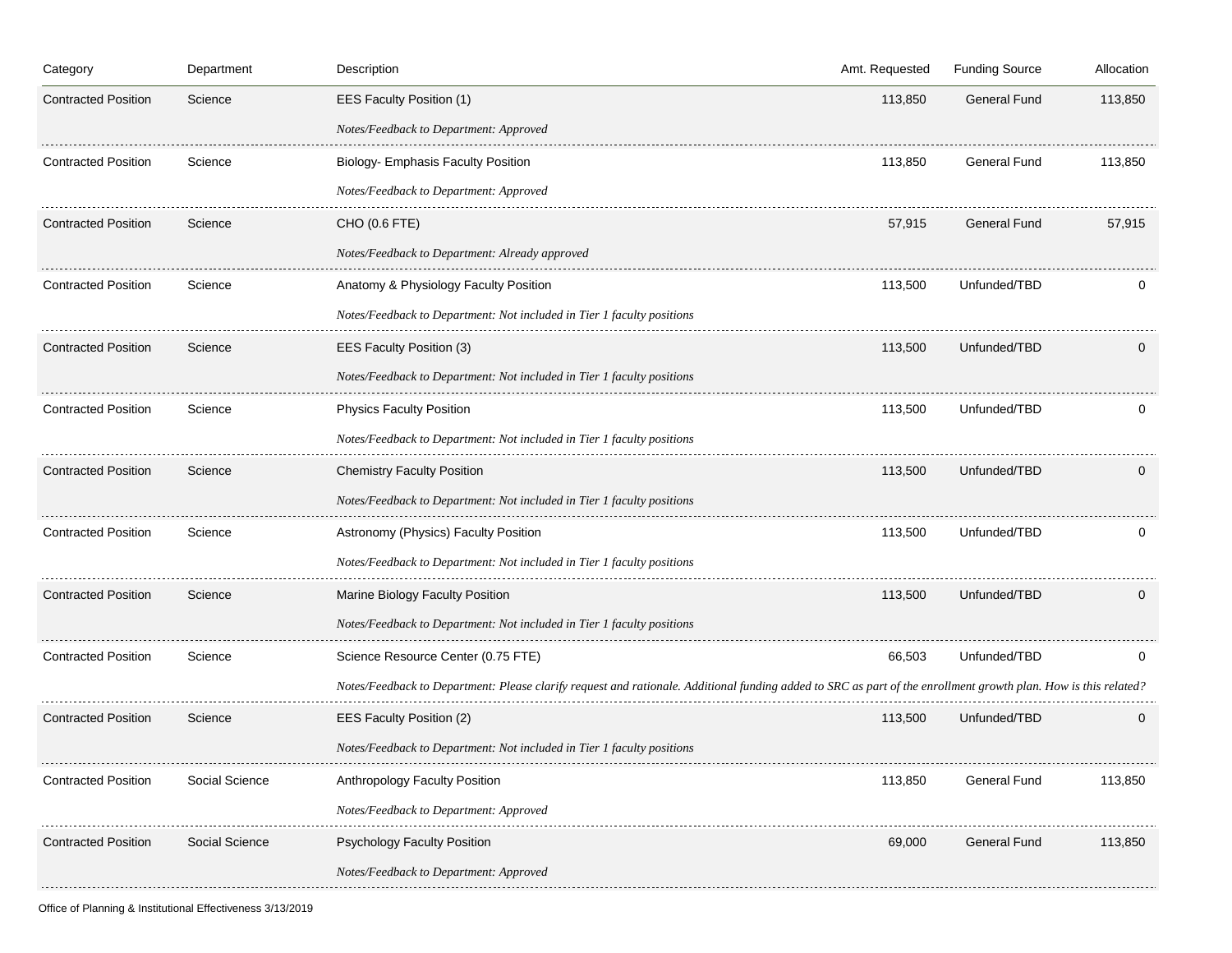| Category | Department | Description | Amt. Requested | Funding Source | Allocation |
|---|---|---|---|---|---|
| Contracted Position | Science | EES Faculty Position (1) | 113,850 | General Fund | 113,850 |
| | | *Notes/Feedback to Department: Approved* | | | |
| Contracted Position | Science | Biology- Emphasis Faculty Position | 113,850 | General Fund | 113,850 |
| | | *Notes/Feedback to Department: Approved* | | | |
| Contracted Position | Science | CHO (0.6 FTE) | 57,915 | General Fund | 57,915 |
| | | *Notes/Feedback to Department: Already approved* | | | |
| Contracted Position | Science | Anatomy & Physiology Faculty Position | 113,500 | Unfunded/TBD | 0 |
| | | *Notes/Feedback to Department: Not included in Tier 1 faculty positions* | | | |
| Contracted Position | Science | EES Faculty Position (3) | 113,500 | Unfunded/TBD | 0 |
| | | *Notes/Feedback to Department: Not included in Tier 1 faculty positions* | | | |
| Contracted Position | Science | Physics Faculty Position | 113,500 | Unfunded/TBD | 0 |
| | | *Notes/Feedback to Department: Not included in Tier 1 faculty positions* | | | |
| Contracted Position | Science | Chemistry Faculty Position | 113,500 | Unfunded/TBD | 0 |
| | | *Notes/Feedback to Department: Not included in Tier 1 faculty positions* | | | |
| Contracted Position | Science | Astronomy (Physics) Faculty Position | 113,500 | Unfunded/TBD | 0 |
| | | *Notes/Feedback to Department: Not included in Tier 1 faculty positions* | | | |
| Contracted Position | Science | Marine Biology Faculty Position | 113,500 | Unfunded/TBD | 0 |
| | | *Notes/Feedback to Department: Not included in Tier 1 faculty positions* | | | |
| Contracted Position | Science | Science Resource Center (0.75 FTE) | 66,503 | Unfunded/TBD | 0 |
| | | *Notes/Feedback to Department: Please clarify request and rationale. Additional funding added to SRC as part of the enrollment growth plan. How is this related?* | | | |
| Contracted Position | Science | EES Faculty Position (2) | 113,500 | Unfunded/TBD | 0 |
| | | *Notes/Feedback to Department: Not included in Tier 1 faculty positions* | | | |
| Contracted Position | Social Science | Anthropology Faculty Position | 113,850 | General Fund | 113,850 |
| | | *Notes/Feedback to Department: Approved* | | | |
| Contracted Position | Social Science | Psychology Faculty Position | 69,000 | General Fund | 113,850 |
| | | *Notes/Feedback to Department: Approved* | | | |

Office of Planning & Institutional Effectiveness 3/13/2019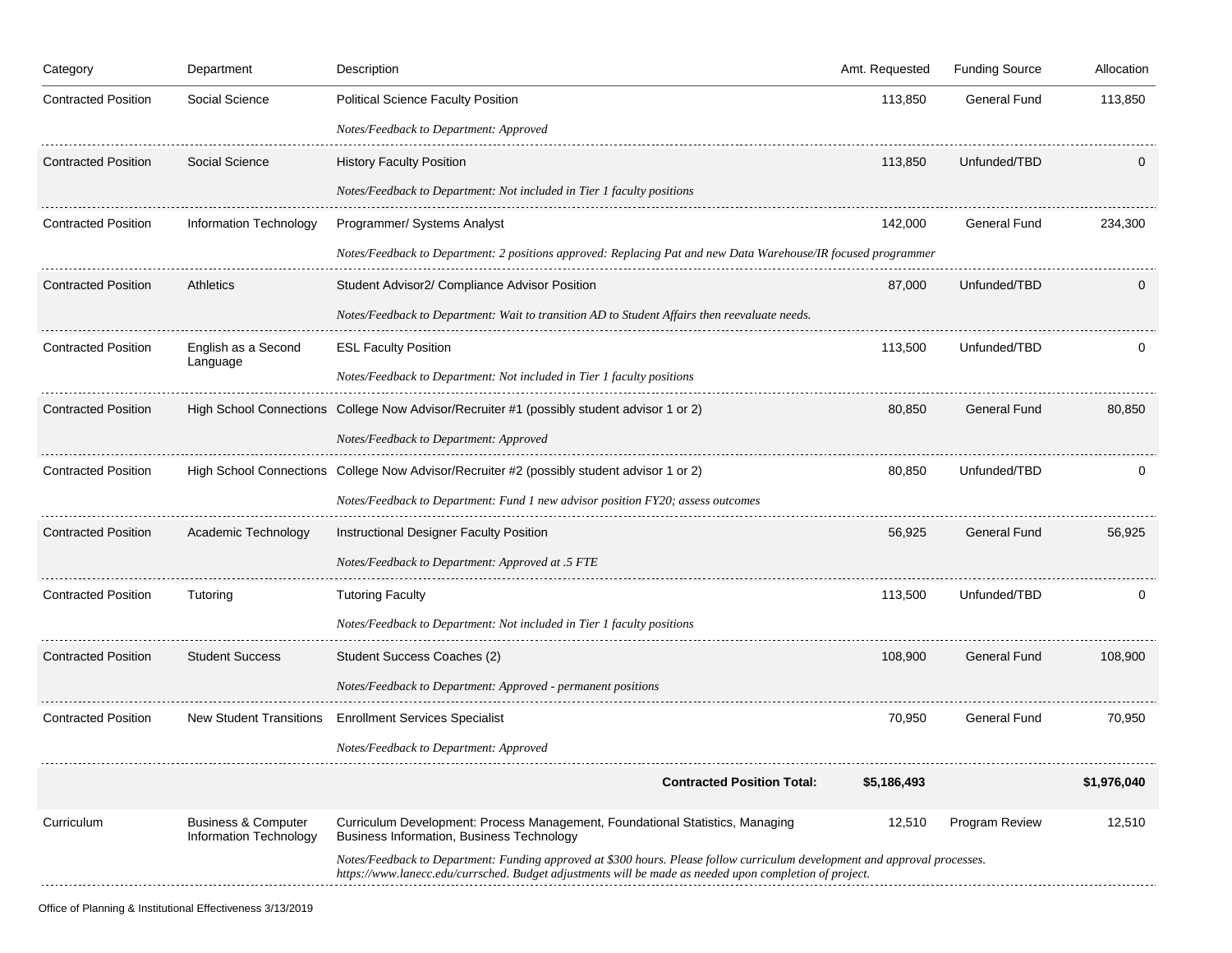| Category | Department | Description | Amt. Requested | Funding Source | Allocation |
|---|---|---|---|---|---|
| Contracted Position | Social Science | Political Science Faculty Position<br>*Notes/Feedback to Department: Approved* | 113,850 | General Fund | 113,850 |
| Contracted Position | Social Science | History Faculty Position<br>*Notes/Feedback to Department: Not included in Tier 1 faculty positions* | 113,850 | Unfunded/TBD | 0 |
| Contracted Position | Information Technology | Programmer/ Systems Analyst<br>*Notes/Feedback to Department: 2 positions approved: Replacing Pat and new Data Warehouse/IR focused programmer* | 142,000 | General Fund | 234,300 |
| Contracted Position | Athletics | Student Advisor2/ Compliance Advisor Position<br>*Notes/Feedback to Department: Wait to transition AD to Student Affairs then reevaluate needs.* | 87,000 | Unfunded/TBD | 0 |
| Contracted Position | English as a Second Language | ESL Faculty Position<br>*Notes/Feedback to Department: Not included in Tier 1 faculty positions* | 113,500 | Unfunded/TBD | 0 |
| Contracted Position | High School Connections | College Now Advisor/Recruiter #1 (possibly student advisor 1 or 2)<br>*Notes/Feedback to Department: Approved* | 80,850 | General Fund | 80,850 |
| Contracted Position | High School Connections | College Now Advisor/Recruiter #2 (possibly student advisor 1 or 2)<br>*Notes/Feedback to Department: Fund 1 new advisor position FY20; assess outcomes* | 80,850 | Unfunded/TBD | 0 |
| Contracted Position | Academic Technology | Instructional Designer Faculty Position<br>*Notes/Feedback to Department: Approved at .5 FTE* | 56,925 | General Fund | 56,925 |
| Contracted Position | Tutoring | Tutoring Faculty<br>*Notes/Feedback to Department: Not included in Tier 1 faculty positions* | 113,500 | Unfunded/TBD | 0 |
| Contracted Position | Student Success | Student Success Coaches (2)<br>*Notes/Feedback to Department: Approved - permanent positions* | 108,900 | General Fund | 108,900 |
| Contracted Position | New Student Transitions | Enrollment Services Specialist<br>*Notes/Feedback to Department: Approved* | 70,950 | General Fund | 70,950 |
| | | **Contracted Position Total:** | **$5,186,493** | | **$1,976,040** |
| Curriculum | Business & Computer Information Technology | Curriculum Development: Process Management, Foundational Statistics, Managing Business Information, Business Technology<br>*Notes/Feedback to Department: Funding approved at $300 hours. Please follow curriculum development and approval processes. https://www.lanecc.edu/currsched. Budget adjustments will be made as needed upon completion of project.* | 12,510 | Program Review | 12,510 |

Office of Planning & Institutional Effectiveness 3/13/2019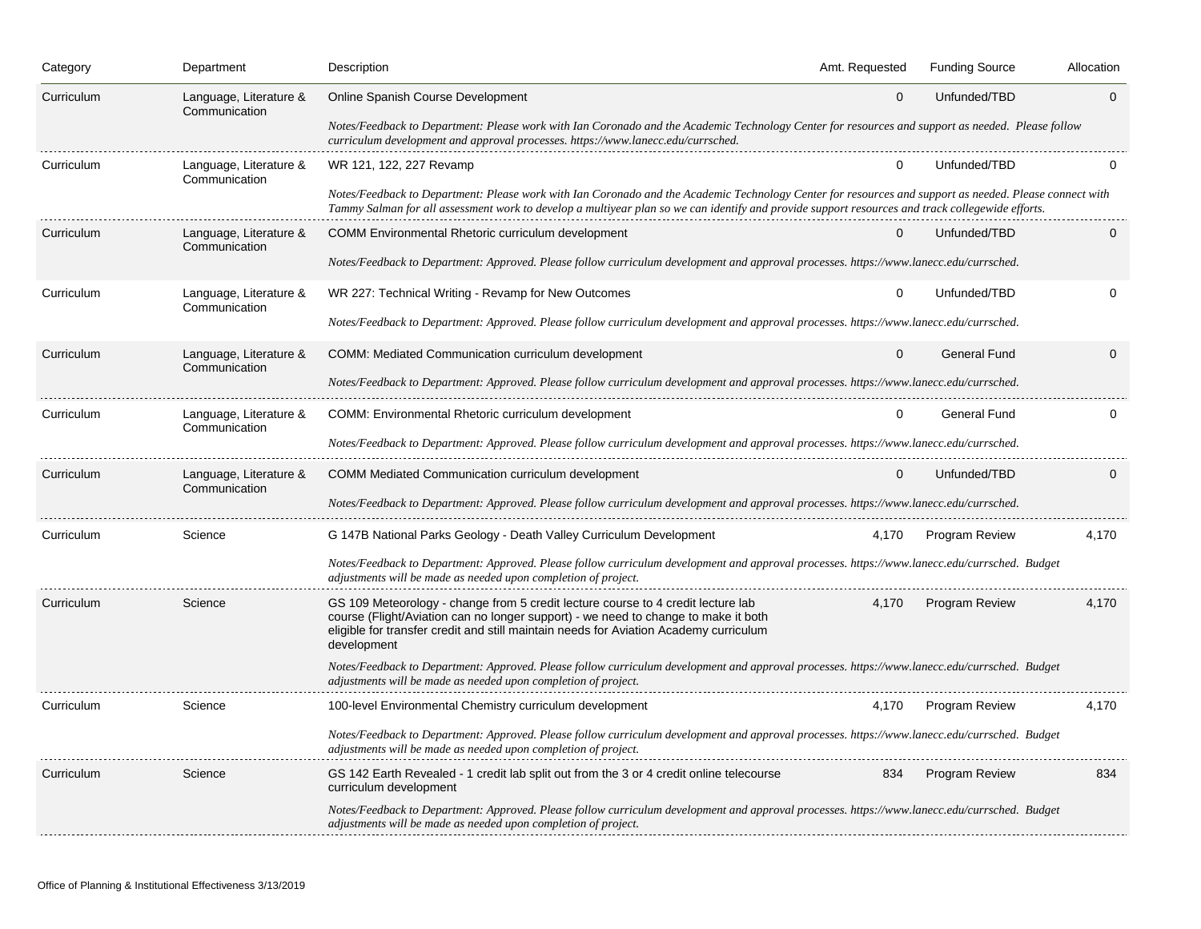| Category | Department | Description | Amt. Requested | Funding Source | Allocation |
|---|---|---|---|---|---|
| Curriculum | Language, Literature & Communication | Online Spanish Course Development<br>*Notes/Feedback to Department: Please work with Ian Coronado and the Academic Technology Center for resources and support as needed. Please follow curriculum development and approval processes. https://www.lanecc.edu/currsched.* | 0 | Unfunded/TBD | 0 |
| Curriculum | Language, Literature & Communication | WR 121, 122, 227 Revamp<br>*Notes/Feedback to Department: Please work with Ian Coronado and the Academic Technology Center for resources and support as needed. Please connect with Tammy Salman for all assessment work to develop a multiyear plan so we can identify and provide support resources and track collegewide efforts.* | 0 | Unfunded/TBD | 0 |
| Curriculum | Language, Literature & Communication | COMM Environmental Rhetoric curriculum development<br>*Notes/Feedback to Department: Approved. Please follow curriculum development and approval processes. https://www.lanecc.edu/currsched.* | 0 | Unfunded/TBD | 0 |
| Curriculum | Language, Literature & Communication | WR 227: Technical Writing - Revamp for New Outcomes<br>*Notes/Feedback to Department: Approved. Please follow curriculum development and approval processes. https://www.lanecc.edu/currsched.* | 0 | Unfunded/TBD | 0 |
| Curriculum | Language, Literature & Communication | COMM: Mediated Communication curriculum development<br>*Notes/Feedback to Department: Approved. Please follow curriculum development and approval processes. https://www.lanecc.edu/currsched.* | 0 | General Fund | 0 |
| Curriculum | Language, Literature & Communication | COMM: Environmental Rhetoric curriculum development<br>*Notes/Feedback to Department: Approved. Please follow curriculum development and approval processes. https://www.lanecc.edu/currsched.* | 0 | General Fund | 0 |
| Curriculum | Language, Literature & Communication | COMM Mediated Communication curriculum development<br>*Notes/Feedback to Department: Approved. Please follow curriculum development and approval processes. https://www.lanecc.edu/currsched.* | 0 | Unfunded/TBD | 0 |
| Curriculum | Science | G 147B National Parks Geology - Death Valley Curriculum Development<br>*Notes/Feedback to Department: Approved. Please follow curriculum development and approval processes. https://www.lanecc.edu/currsched. Budget adjustments will be made as needed upon completion of project.* | 4,170 | Program Review | 4,170 |
| Curriculum | Science | GS 109 Meteorology - change from 5 credit lecture course to 4 credit lecture lab course (Flight/Aviation can no longer support) - we need to change to make it both eligible for transfer credit and still maintain needs for Aviation Academy curriculum development<br>*Notes/Feedback to Department: Approved. Please follow curriculum development and approval processes. https://www.lanecc.edu/currsched. Budget adjustments will be made as needed upon completion of project.* | 4,170 | Program Review | 4,170 |
| Curriculum | Science | 100-level Environmental Chemistry curriculum development<br>*Notes/Feedback to Department: Approved. Please follow curriculum development and approval processes. https://www.lanecc.edu/currsched. Budget adjustments will be made as needed upon completion of project.* | 4,170 | Program Review | 4,170 |
| Curriculum | Science | GS 142 Earth Revealed - 1 credit lab split out from the 3 or 4 credit online telecourse curriculum development<br>*Notes/Feedback to Department: Approved. Please follow curriculum development and approval processes. https://www.lanecc.edu/currsched. Budget adjustments will be made as needed upon completion of project.* | 834 | Program Review | 834 |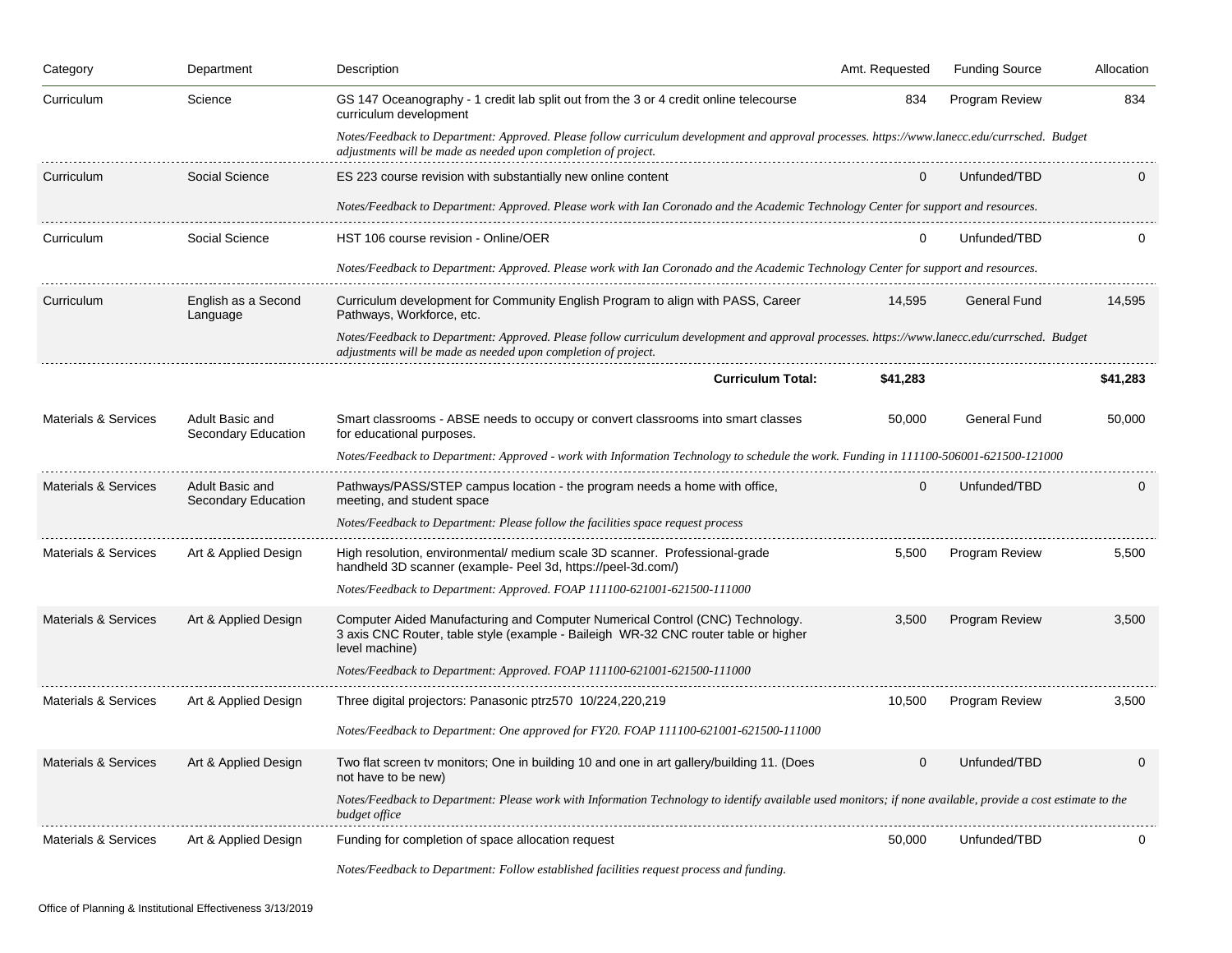| Category | Department | Description | Amt. Requested | Funding Source | Allocation |
|---|---|---|---|---|---|
| Curriculum | Science | GS 147 Oceanography - 1 credit lab split out from the 3 or 4 credit online telecourse curriculum development | 834 | Program Review | 834 |
| | | *Notes/Feedback to Department: Approved. Please follow curriculum development and approval processes. https://www.lanecc.edu/currsched. Budget adjustments will be made as needed upon completion of project.* | | | |
| Curriculum | Social Science | ES 223 course revision with substantially new online content | 0 | Unfunded/TBD | 0 |
| | | *Notes/Feedback to Department: Approved. Please work with Ian Coronado and the Academic Technology Center for support and resources.* | | | |
| Curriculum | Social Science | HST 106 course revision - Online/OER | 0 | Unfunded/TBD | 0 |
| | | *Notes/Feedback to Department: Approved. Please work with Ian Coronado and the Academic Technology Center for support and resources.* | | | |
| Curriculum | English as a Second Language | Curriculum development for Community English Program to align with PASS, Career Pathways, Workforce, etc. | 14,595 | General Fund | 14,595 |
| | | *Notes/Feedback to Department: Approved. Please follow curriculum development and approval processes. https://www.lanecc.edu/currsched. Budget adjustments will be made as needed upon completion of project.* | | | |
| | | **Curriculum Total:** | **$41,283** | | **$41,283** |
| Materials & Services | Adult Basic and Secondary Education | Smart classrooms - ABSE needs to occupy or convert classrooms into smart classes for educational purposes. | 50,000 | General Fund | 50,000 |
| | | *Notes/Feedback to Department: Approved - work with Information Technology to schedule the work. Funding in 111100-506001-621500-121000* | | | |
| Materials & Services | Adult Basic and Secondary Education | Pathways/PASS/STEP campus location - the program needs a home with office, meeting, and student space | 0 | Unfunded/TBD | 0 |
| | | *Notes/Feedback to Department: Please follow the facilities space request process* | | | |
| Materials & Services | Art & Applied Design | High resolution, environmental/ medium scale 3D scanner. Professional-grade handheld 3D scanner (example- Peel 3d, https://peel-3d.com/) | 5,500 | Program Review | 5,500 |
| | | *Notes/Feedback to Department: Approved. FOAP 111100-621001-621500-111000* | | | |
| Materials & Services | Art & Applied Design | Computer Aided Manufacturing and Computer Numerical Control (CNC) Technology. 3 axis CNC Router, table style (example - Baileigh WR-32 CNC router table or higher level machine) | 3,500 | Program Review | 3,500 |
| | | *Notes/Feedback to Department: Approved. FOAP 111100-621001-621500-111000* | | | |
| Materials & Services | Art & Applied Design | Three digital projectors: Panasonic ptrz570 10/224,220,219 | 10,500 | Program Review | 3,500 |
| | | *Notes/Feedback to Department: One approved for FY20. FOAP 111100-621001-621500-111000* | | | |
| Materials & Services | Art & Applied Design | Two flat screen tv monitors; One in building 10 and one in art gallery/building 11. (Does not have to be new) | 0 | Unfunded/TBD | 0 |
| | | *Notes/Feedback to Department: Please work with Information Technology to identify available used monitors; if none available, provide a cost estimate to the budget office* | | | |
| Materials & Services | Art & Applied Design | Funding for completion of space allocation request | 50,000 | Unfunded/TBD | 0 |
| | | *Notes/Feedback to Department: Follow established facilities request process and funding.* | | | |

Office of Planning & Institutional Effectiveness 3/13/2019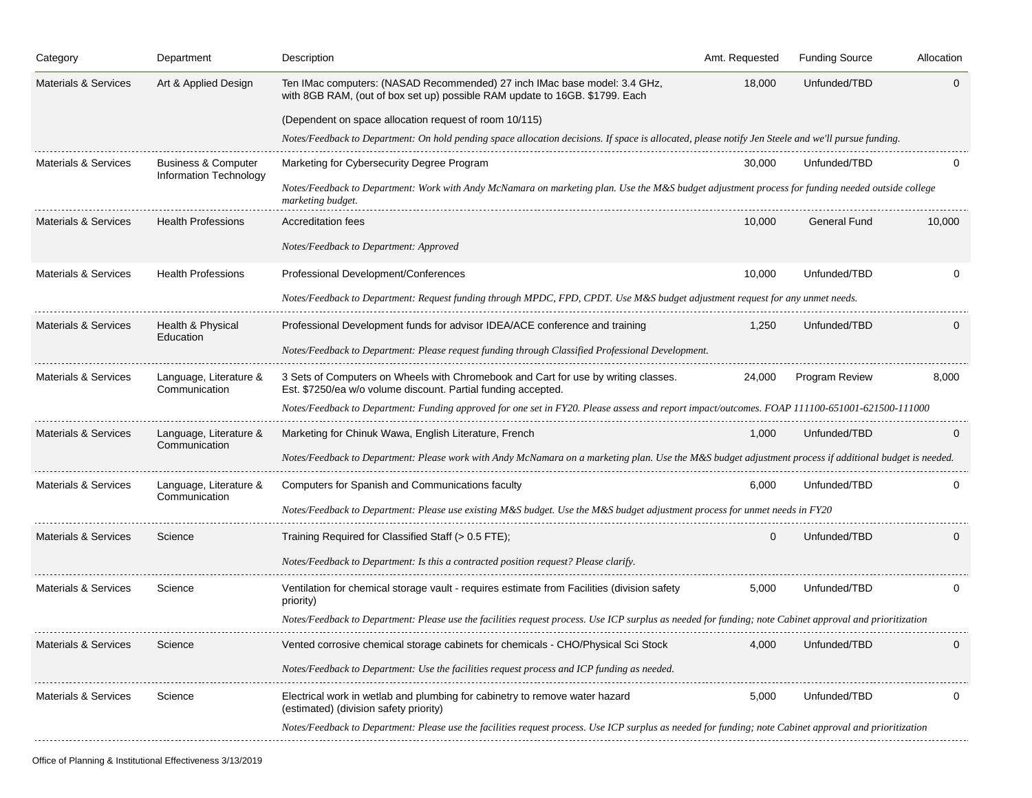| Category | Department | Description | Amt. Requested | Funding Source | Allocation |
|---|---|---|---|---|---|
| Materials & Services | Art & Applied Design | Ten IMac computers: (NASAD Recommended) 27 inch IMac base model: 3.4 GHz, with 8GB RAM, (out of box set up) possible RAM update to 16GB. $1799. Each<br><br>(Dependent on space allocation request of room 10/115)<br><br>*Notes/Feedback to Department: On hold pending space allocation decisions. If space is allocated, please notify Jen Steele and we'll pursue funding.* | 18,000 | Unfunded/TBD | 0 |
| Materials & Services | Business & Computer Information Technology | Marketing for Cybersecurity Degree Program<br><br>*Notes/Feedback to Department: Work with Andy McNamara on marketing plan. Use the M&S budget adjustment process for funding needed outside college marketing budget.* | 30,000 | Unfunded/TBD | 0 |
| Materials & Services | Health Professions | Accreditation fees<br><br>*Notes/Feedback to Department: Approved* | 10,000 | General Fund | 10,000 |
| Materials & Services | Health Professions | Professional Development/Conferences<br><br>*Notes/Feedback to Department: Request funding through MPDC, FPD, CPDT. Use M&S budget adjustment request for any unmet needs.* | 10,000 | Unfunded/TBD | 0 |
| Materials & Services | Health & Physical Education | Professional Development funds for advisor IDEA/ACE conference and training<br><br>*Notes/Feedback to Department: Please request funding through Classified Professional Development.* | 1,250 | Unfunded/TBD | 0 |
| Materials & Services | Language, Literature & Communication | 3 Sets of Computers on Wheels with Chromebook and Cart for use by writing classes. Est. $7250/ea w/o volume discount. Partial funding accepted.<br><br>*Notes/Feedback to Department: Funding approved for one set in FY20. Please assess and report impact/outcomes. FOAP 111100-651001-621500-111000* | 24,000 | Program Review | 8,000 |
| Materials & Services | Language, Literature & Communication | Marketing for Chinuk Wawa, English Literature, French<br><br>*Notes/Feedback to Department: Please work with Andy McNamara on a marketing plan. Use the M&S budget adjustment process if additional budget is needed.* | 1,000 | Unfunded/TBD | 0 |
| Materials & Services | Language, Literature & Communication | Computers for Spanish and Communications faculty<br><br>*Notes/Feedback to Department: Please use existing M&S budget. Use the M&S budget adjustment process for unmet needs in FY20* | 6,000 | Unfunded/TBD | 0 |
| Materials & Services | Science | Training Required for Classified Staff (> 0.5 FTE);<br><br>*Notes/Feedback to Department: Is this a contracted position request? Please clarify.* | 0 | Unfunded/TBD | 0 |
| Materials & Services | Science | Ventilation for chemical storage vault - requires estimate from Facilities (division safety priority)<br><br>*Notes/Feedback to Department: Please use the facilities request process. Use ICP surplus as needed for funding; note Cabinet approval and prioritization* | 5,000 | Unfunded/TBD | 0 |
| Materials & Services | Science | Vented corrosive chemical storage cabinets for chemicals - CHO/Physical Sci Stock<br><br>*Notes/Feedback to Department: Use the facilities request process and ICP funding as needed.* | 4,000 | Unfunded/TBD | 0 |
| Materials & Services | Science | Electrical work in wetlab and plumbing for cabinetry to remove water hazard (estimated) (division safety priority)<br><br>*Notes/Feedback to Department: Please use the facilities request process. Use ICP surplus as needed for funding; note Cabinet approval and prioritization* | 5,000 | Unfunded/TBD | 0 |

Office of Planning & Institutional Effectiveness 3/13/2019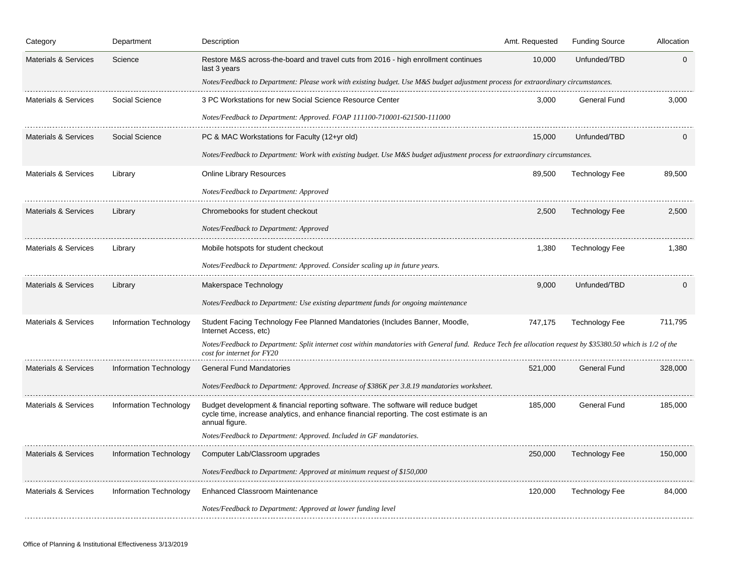| Category | Department | Description | Amt. Requested | Funding Source | Allocation |
|---|---|---|---|---|---|
| Materials & Services | Science | Restore M&S across-the-board and travel cuts from 2016 - high enrollment continues last 3 years | 10,000 | Unfunded/TBD | 0 |
| | | *Notes/Feedback to Department: Please work with existing budget. Use M&S budget adjustment process for extraordinary circumstances.* | | | |
| Materials & Services | Social Science | 3 PC Workstations for new Social Science Resource Center | 3,000 | General Fund | 3,000 |
| | | *Notes/Feedback to Department: Approved. FOAP 111100-710001-621500-111000* | | | |
| Materials & Services | Social Science | PC & MAC Workstations for Faculty (12+yr old) | 15,000 | Unfunded/TBD | 0 |
| | | *Notes/Feedback to Department: Work with existing budget. Use M&S budget adjustment process for extraordinary circumstances.* | | | |
| Materials & Services | Library | Online Library Resources | 89,500 | Technology Fee | 89,500 |
| | | *Notes/Feedback to Department: Approved* | | | |
| Materials & Services | Library | Chromebooks for student checkout | 2,500 | Technology Fee | 2,500 |
| | | *Notes/Feedback to Department: Approved* | | | |
| Materials & Services | Library | Mobile hotspots for student checkout | 1,380 | Technology Fee | 1,380 |
| | | *Notes/Feedback to Department: Approved. Consider scaling up in future years.* | | | |
| Materials & Services | Library | Makerspace Technology | 9,000 | Unfunded/TBD | 0 |
| | | *Notes/Feedback to Department: Use existing department funds for ongoing maintenance* | | | |
| Materials & Services | Information Technology | Student Facing Technology Fee Planned Mandatories (Includes Banner, Moodle, Internet Access, etc) | 747,175 | Technology Fee | 711,795 |
| | | *Notes/Feedback to Department: Split internet cost within mandatories with General fund. Reduce Tech fee allocation request by $35380.50 which is 1/2 of the cost for internet for FY20* | | | |
| Materials & Services | Information Technology | General Fund Mandatories | 521,000 | General Fund | 328,000 |
| | | *Notes/Feedback to Department: Approved. Increase of $386K per 3.8.19 mandatories worksheet.* | | | |
| Materials & Services | Information Technology | Budget development & financial reporting software. The software will reduce budget cycle time, increase analytics, and enhance financial reporting. The cost estimate is an annual figure. | 185,000 | General Fund | 185,000 |
| | | *Notes/Feedback to Department: Approved. Included in GF mandatories.* | | | |
| Materials & Services | Information Technology | Computer Lab/Classroom upgrades | 250,000 | Technology Fee | 150,000 |
| | | *Notes/Feedback to Department: Approved at minimum request of $150,000* | | | |
| Materials & Services | Information Technology | Enhanced Classroom Maintenance | 120,000 | Technology Fee | 84,000 |
| | | *Notes/Feedback to Department: Approved at lower funding level* | | | |

Office of Planning & Institutional Effectiveness 3/13/2019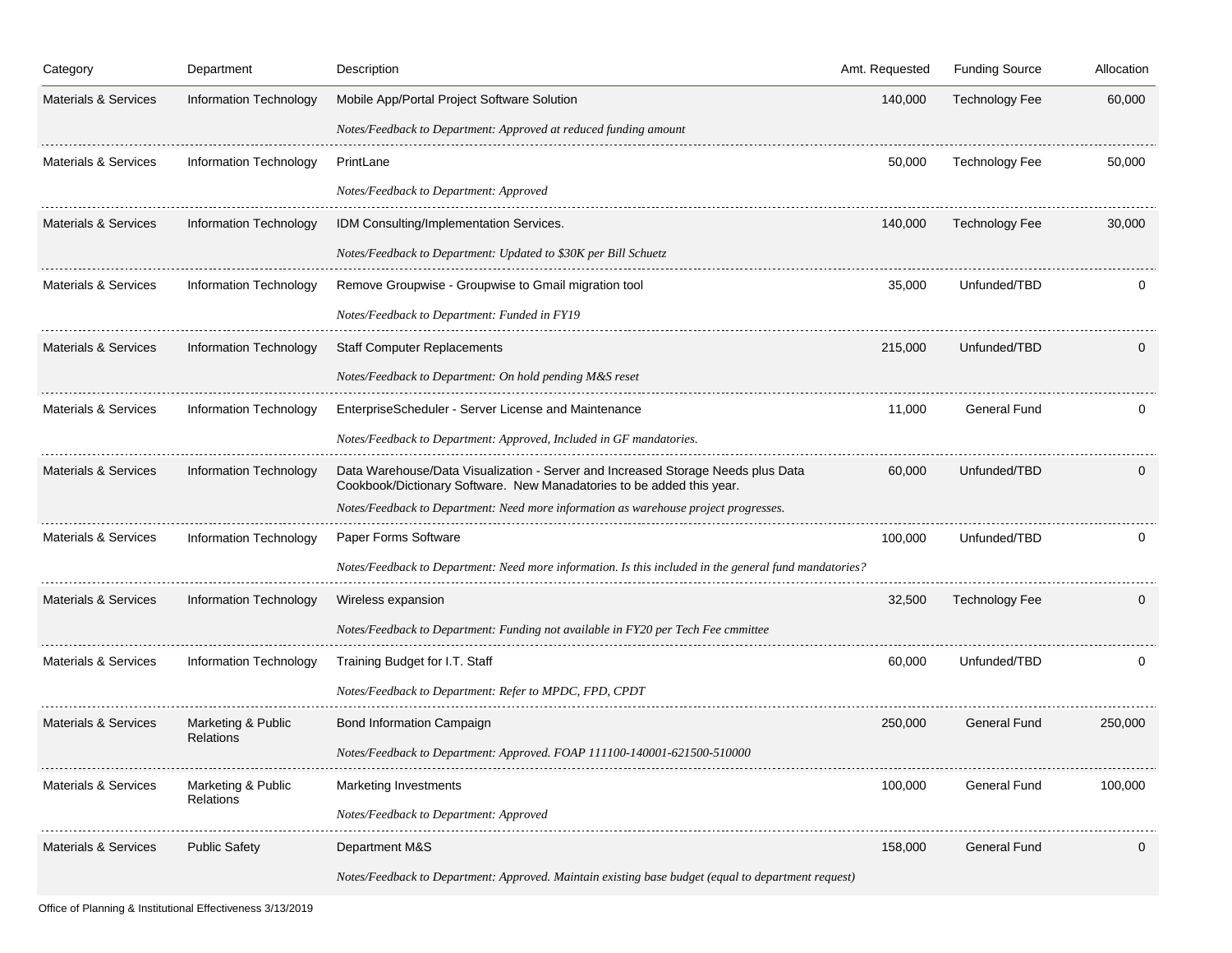| Category | Department | Description | Amt. Requested | Funding Source | Allocation |
|---|---|---|---|---|---|
| Materials & Services | Information Technology | Mobile App/Portal Project Software Solution | 140,000 | Technology Fee | 60,000 |
| | | *Notes/Feedback to Department: Approved at reduced funding amount* | | | |
| Materials & Services | Information Technology | PrintLane | 50,000 | Technology Fee | 50,000 |
| | | *Notes/Feedback to Department: Approved* | | | |
| Materials & Services | Information Technology | IDM Consulting/Implementation Services. | 140,000 | Technology Fee | 30,000 |
| | | *Notes/Feedback to Department: Updated to $30K per Bill Schuetz* | | | |
| Materials & Services | Information Technology | Remove Groupwise - Groupwise to Gmail migration tool | 35,000 | Unfunded/TBD | 0 |
| | | *Notes/Feedback to Department: Funded in FY19* | | | |
| Materials & Services | Information Technology | Staff Computer Replacements | 215,000 | Unfunded/TBD | 0 |
| | | *Notes/Feedback to Department: On hold pending M&S reset* | | | |
| Materials & Services | Information Technology | EnterpriseScheduler - Server License and Maintenance | 11,000 | General Fund | 0 |
| | | *Notes/Feedback to Department: Approved, Included in GF mandatories.* | | | |
| Materials & Services | Information Technology | Data Warehouse/Data Visualization - Server and Increased Storage Needs plus Data Cookbook/Dictionary Software. New Manadatories to be added this year. | 60,000 | Unfunded/TBD | 0 |
| | | *Notes/Feedback to Department: Need more information as warehouse project progresses.* | | | |
| Materials & Services | Information Technology | Paper Forms Software | 100,000 | Unfunded/TBD | 0 |
| | | *Notes/Feedback to Department: Need more information. Is this included in the general fund mandatories?* | | | |
| Materials & Services | Information Technology | Wireless expansion | 32,500 | Technology Fee | 0 |
| | | *Notes/Feedback to Department: Funding not available in FY20 per Tech Fee cmmittee* | | | |
| Materials & Services | Information Technology | Training Budget for I.T. Staff | 60,000 | Unfunded/TBD | 0 |
| | | *Notes/Feedback to Department: Refer to MPDC, FPD, CPDT* | | | |
| Materials & Services | Marketing & Public Relations | Bond Information Campaign | 250,000 | General Fund | 250,000 |
| | | *Notes/Feedback to Department: Approved. FOAP 111100-140001-621500-510000* | | | |
| Materials & Services | Marketing & Public Relations | Marketing Investments | 100,000 | General Fund | 100,000 |
| | | *Notes/Feedback to Department: Approved* | | | |
| Materials & Services | Public Safety | Department M&S | 158,000 | General Fund | 0 |
| | | *Notes/Feedback to Department: Approved. Maintain existing base budget (equal to department request)* | | | |

Office of Planning & Institutional Effectiveness 3/13/2019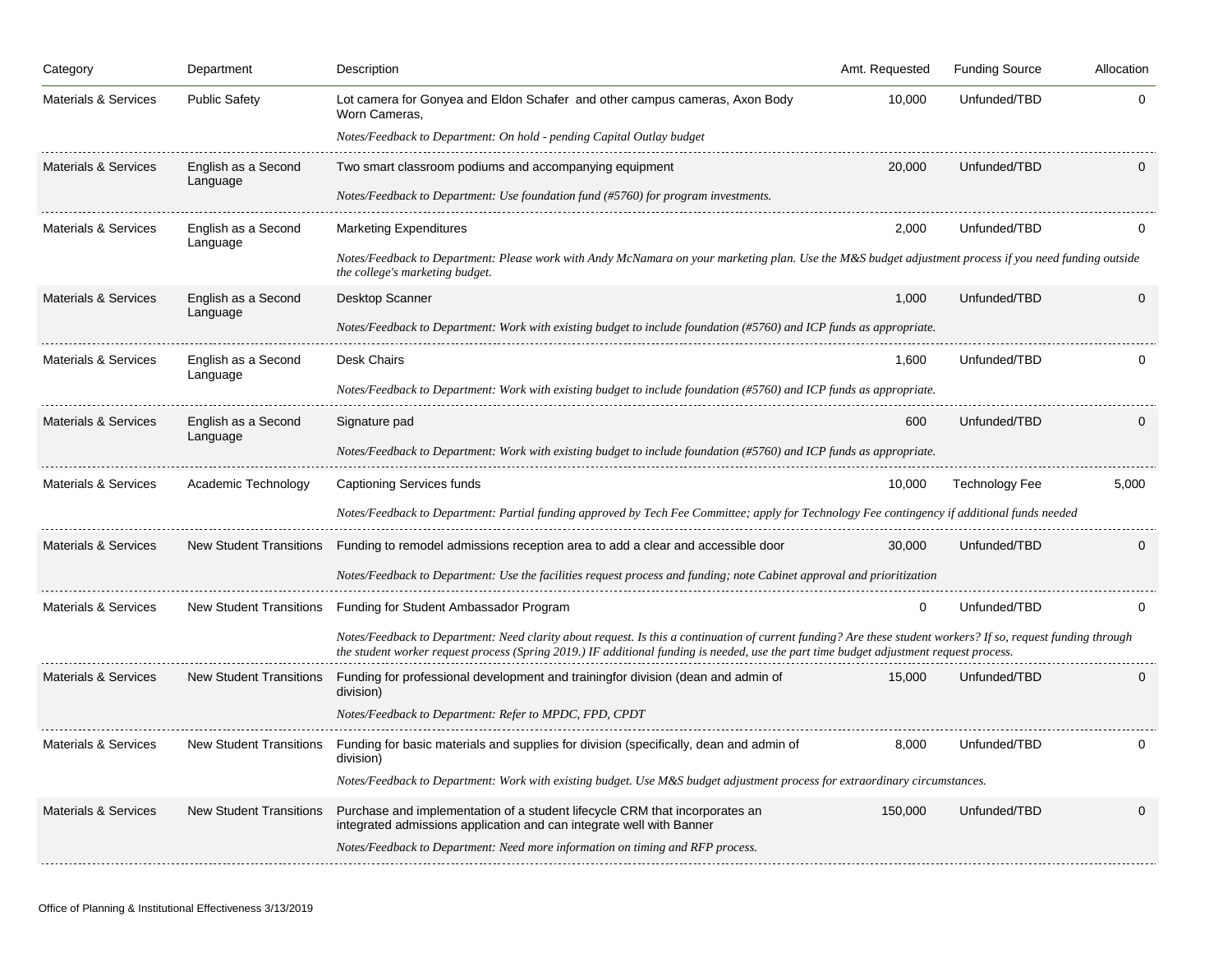| Category | Department | Description | Amt. Requested | Funding Source | Allocation |
|---|---|---|---|---|---|
| Materials & Services | Public Safety | Lot camera for Gonyea and Eldon Schafer and other campus cameras, Axon Body Worn Cameras,<br>*Notes/Feedback to Department: On hold - pending Capital Outlay budget* | 10,000 | Unfunded/TBD | 0 |
| Materials & Services | English as a Second Language | Two smart classroom podiums and accompanying equipment<br>*Notes/Feedback to Department: Use foundation fund (#5760) for program investments.* | 20,000 | Unfunded/TBD | 0 |
| Materials & Services | English as a Second Language | Marketing Expenditures<br>*Notes/Feedback to Department: Please work with Andy McNamara on your marketing plan. Use the M&S budget adjustment process if you need funding outside the college's marketing budget.* | 2,000 | Unfunded/TBD | 0 |
| Materials & Services | English as a Second Language | Desktop Scanner<br>*Notes/Feedback to Department: Work with existing budget to include foundation (#5760) and ICP funds as appropriate.* | 1,000 | Unfunded/TBD | 0 |
| Materials & Services | English as a Second Language | Desk Chairs<br>*Notes/Feedback to Department: Work with existing budget to include foundation (#5760) and ICP funds as appropriate.* | 1,600 | Unfunded/TBD | 0 |
| Materials & Services | English as a Second Language | Signature pad<br>*Notes/Feedback to Department: Work with existing budget to include foundation (#5760) and ICP funds as appropriate.* | 600 | Unfunded/TBD | 0 |
| Materials & Services | Academic Technology | Captioning Services funds<br>*Notes/Feedback to Department: Partial funding approved by Tech Fee Committee; apply for Technology Fee contingency if additional funds needed* | 10,000 | Technology Fee | 5,000 |
| Materials & Services | New Student Transitions | Funding to remodel admissions reception area to add a clear and accessible door<br>*Notes/Feedback to Department: Use the facilities request process and funding; note Cabinet approval and prioritization* | 30,000 | Unfunded/TBD | 0 |
| Materials & Services | New Student Transitions | Funding for Student Ambassador Program<br>*Notes/Feedback to Department: Need clarity about request. Is this a continuation of current funding? Are these student workers? If so, request funding through the student worker request process (Spring 2019.) IF additional funding is needed, use the part time budget adjustment request process.* | 0 | Unfunded/TBD | 0 |
| Materials & Services | New Student Transitions | Funding for professional development and trainingfor division (dean and admin of division)<br>*Notes/Feedback to Department: Refer to MPDC, FPD, CPDT* | 15,000 | Unfunded/TBD | 0 |
| Materials & Services | New Student Transitions | Funding for basic materials and supplies for division (specifically, dean and admin of division)<br>*Notes/Feedback to Department: Work with existing budget. Use M&S budget adjustment process for extraordinary circumstances.* | 8,000 | Unfunded/TBD | 0 |
| Materials & Services | New Student Transitions | Purchase and implementation of a student lifecycle CRM that incorporates an integrated admissions application and can integrate well with Banner<br>*Notes/Feedback to Department: Need more information on timing and RFP process.* | 150,000 | Unfunded/TBD | 0 |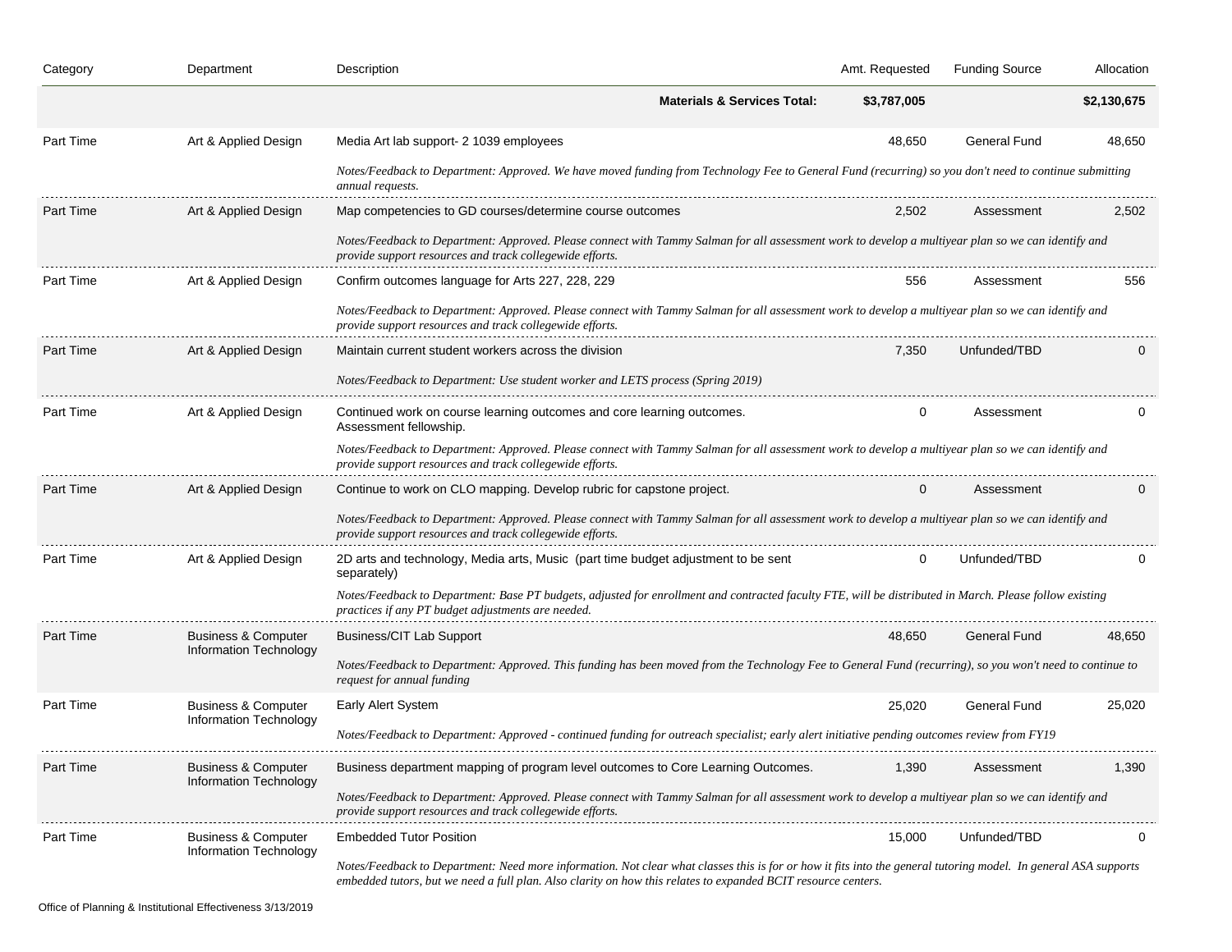| Category | Department | Description | Amt. Requested | Funding Source | Allocation |
|---|---|---|---|---|---|
| | | **Materials & Services Total:** | **$3,787,005** | | **$2,130,675** |
| Part Time | Art & Applied Design | Media Art lab support- 2 1039 employees | 48,650 | General Fund | 48,650 |
| | | *Notes/Feedback to Department: Approved. We have moved funding from Technology Fee to General Fund (recurring) so you don't need to continue submitting annual requests.* | | | |
| Part Time | Art & Applied Design | Map competencies to GD courses/determine course outcomes | 2,502 | Assessment | 2,502 |
| | | *Notes/Feedback to Department: Approved. Please connect with Tammy Salman for all assessment work to develop a multiyear plan so we can identify and provide support resources and track collegewide efforts.* | | | |
| Part Time | Art & Applied Design | Confirm outcomes language for Arts 227, 228, 229 | 556 | Assessment | 556 |
| | | *Notes/Feedback to Department: Approved. Please connect with Tammy Salman for all assessment work to develop a multiyear plan so we can identify and provide support resources and track collegewide efforts.* | | | |
| Part Time | Art & Applied Design | Maintain current student workers across the division | 7,350 | Unfunded/TBD | 0 |
| | | *Notes/Feedback to Department: Use student worker and LETS process (Spring 2019)* | | | |
| Part Time | Art & Applied Design | Continued work on course learning outcomes and core learning outcomes. Assessment fellowship. | 0 | Assessment | 0 |
| | | *Notes/Feedback to Department: Approved. Please connect with Tammy Salman for all assessment work to develop a multiyear plan so we can identify and provide support resources and track collegewide efforts.* | | | |
| Part Time | Art & Applied Design | Continue to work on CLO mapping. Develop rubric for capstone project. | 0 | Assessment | 0 |
| | | *Notes/Feedback to Department: Approved. Please connect with Tammy Salman for all assessment work to develop a multiyear plan so we can identify and provide support resources and track collegewide efforts.* | | | |
| Part Time | Art & Applied Design | 2D arts and technology, Media arts, Music (part time budget adjustment to be sent separately) | 0 | Unfunded/TBD | 0 |
| | | *Notes/Feedback to Department: Base PT budgets, adjusted for enrollment and contracted faculty FTE, will be distributed in March. Please follow existing practices if any PT budget adjustments are needed.* | | | |
| Part Time | Business & Computer Information Technology | Business/CIT Lab Support | 48,650 | General Fund | 48,650 |
| | | *Notes/Feedback to Department: Approved. This funding has been moved from the Technology Fee to General Fund (recurring), so you won't need to continue to request for annual funding* | | | |
| Part Time | Business & Computer Information Technology | Early Alert System | 25,020 | General Fund | 25,020 |
| | | *Notes/Feedback to Department: Approved - continued funding for outreach specialist; early alert initiative pending outcomes review from FY19* | | | |
| Part Time | Business & Computer Information Technology | Business department mapping of program level outcomes to Core Learning Outcomes. | 1,390 | Assessment | 1,390 |
| | | *Notes/Feedback to Department: Approved. Please connect with Tammy Salman for all assessment work to develop a multiyear plan so we can identify and provide support resources and track collegewide efforts.* | | | |
| Part Time | Business & Computer Information Technology | Embedded Tutor Position | 15,000 | Unfunded/TBD | 0 |
| | | *Notes/Feedback to Department: Need more information. Not clear what classes this is for or how it fits into the general tutoring model. In general ASA supports embedded tutors, but we need a full plan. Also clarity on how this relates to expanded BCIT resource centers.* | | | |

Office of Planning & Institutional Effectiveness 3/13/2019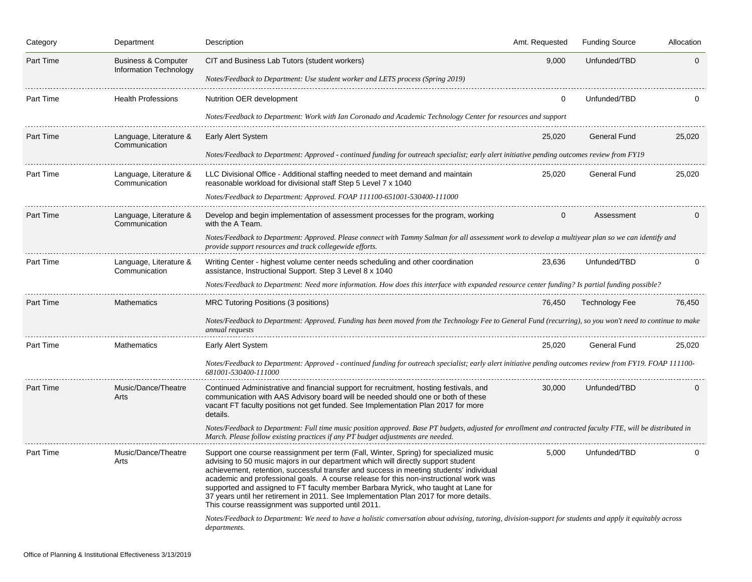| Category | Department | Description | Amt. Requested | Funding Source | Allocation |
|---|---|---|---|---|---|
| Part Time | Business & Computer Information Technology | CIT and Business Lab Tutors (student workers)<br>*Notes/Feedback to Department: Use student worker and LETS process (Spring 2019)* | 9,000 | Unfunded/TBD | 0 |
| Part Time | Health Professions | Nutrition OER development<br>*Notes/Feedback to Department: Work with Ian Coronado and Academic Technology Center for resources and support* | 0 | Unfunded/TBD | 0 |
| Part Time | Language, Literature & Communication | Early Alert System<br>*Notes/Feedback to Department: Approved - continued funding for outreach specialist; early alert initiative pending outcomes review from FY19* | 25,020 | General Fund | 25,020 |
| Part Time | Language, Literature & Communication | LLC Divisional Office - Additional staffing needed to meet demand and maintain reasonable workload for divisional staff Step 5 Level 7 x 1040<br>*Notes/Feedback to Department: Approved. FOAP 111100-651001-530400-111000* | 25,020 | General Fund | 25,020 |
| Part Time | Language, Literature & Communication | Develop and begin implementation of assessment processes for the program, working with the A Team.<br>*Notes/Feedback to Department: Approved. Please connect with Tammy Salman for all assessment work to develop a multiyear plan so we can identify and provide support resources and track collegewide efforts.* | 0 | Assessment | 0 |
| Part Time | Language, Literature & Communication | Writing Center - highest volume center needs scheduling and other coordination assistance, Instructional Support. Step 3 Level 8 x 1040<br>*Notes/Feedback to Department: Need more information. How does this interface with expanded resource center funding? Is partial funding possible?* | 23,636 | Unfunded/TBD | 0 |
| Part Time | Mathematics | MRC Tutoring Positions (3 positions)<br>*Notes/Feedback to Department: Approved. Funding has been moved from the Technology Fee to General Fund (recurring), so you won't need to continue to make annual requests* | 76,450 | Technology Fee | 76,450 |
| Part Time | Mathematics | Early Alert System<br>*Notes/Feedback to Department: Approved - continued funding for outreach specialist; early alert initiative pending outcomes review from FY19. FOAP 111100-681001-530400-111000* | 25,020 | General Fund | 25,020 |
| Part Time | Music/Dance/Theatre Arts | Continued Administrative and financial support for recruitment, hosting festivals, and communication with AAS Advisory board will be needed should one or both of these vacant FT faculty positions not get funded. See Implementation Plan 2017 for more details.<br>*Notes/Feedback to Department: Full time music position approved. Base PT budgets, adjusted for enrollment and contracted faculty FTE, will be distributed in March. Please follow existing practices if any PT budget adjustments are needed.* | 30,000 | Unfunded/TBD | 0 |
| Part Time | Music/Dance/Theatre Arts | Support one course reassignment per term (Fall, Winter, Spring) for specialized music advising to 50 music majors in our department which will directly support student achievement, retention, successful transfer and success in meeting students' individual academic and professional goals. A course release for this non-instructional work was supported and assigned to FT faculty member Barbara Myrick, who taught at Lane for 37 years until her retirement in 2011. See Implementation Plan 2017 for more details. This course reassignment was supported until 2011.<br>*Notes/Feedback to Department: We need to have a holistic conversation about advising, tutoring, division-support for students and apply it equitably across departments.* | 5,000 | Unfunded/TBD | 0 |

Office of Planning & Institutional Effectiveness 3/13/2019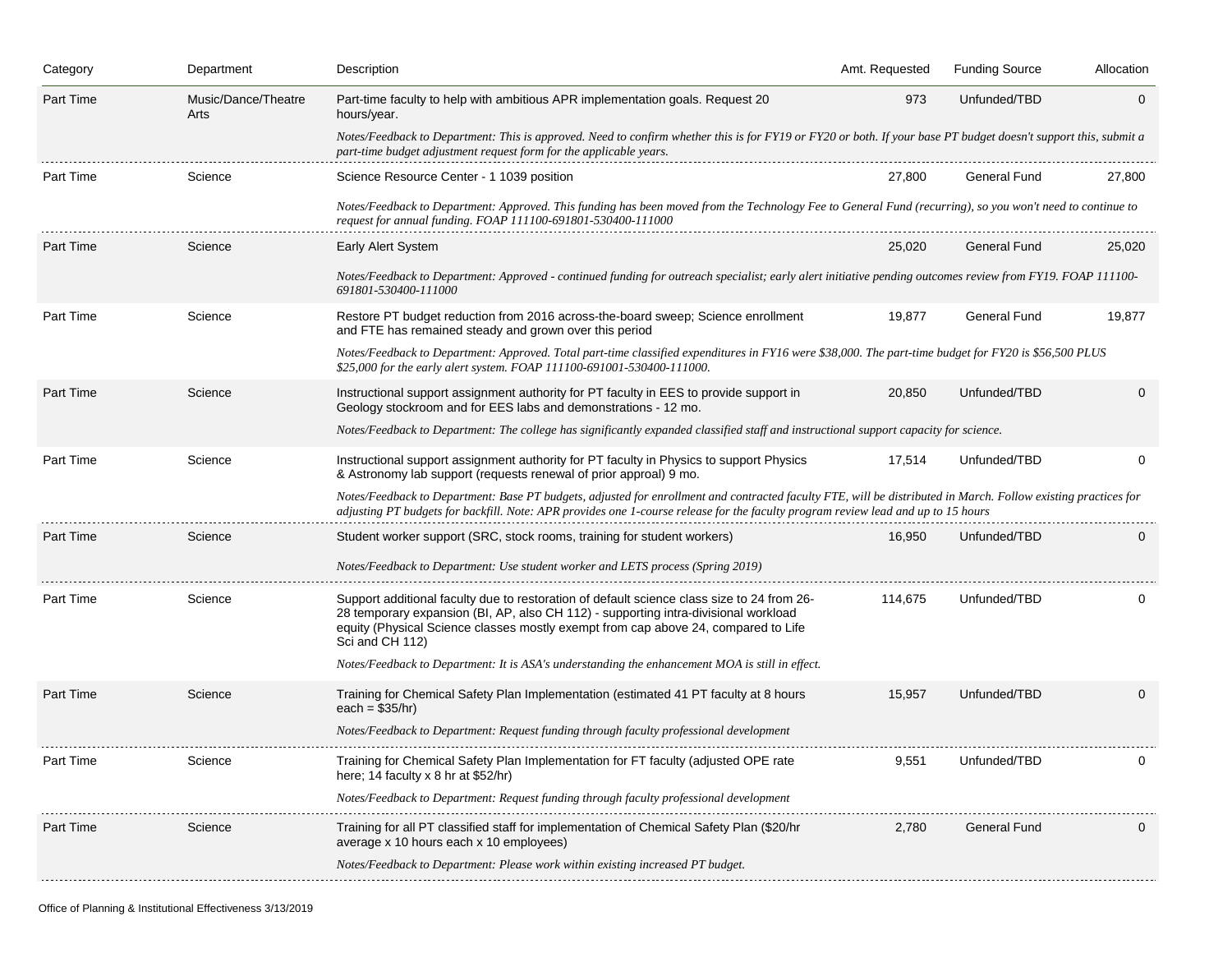| Category | Department | Description | Amt. Requested | Funding Source | Allocation |
|---|---|---|---|---|---|
| Part Time | Music/Dance/Theatre Arts | Part-time faculty to help with ambitious APR implementation goals. Request 20 hours/year. <br> *Notes/Feedback to Department: This is approved. Need to confirm whether this is for FY19 or FY20 or both. If your base PT budget doesn't support this, submit a part-time budget adjustment request form for the applicable years.* | 973 | Unfunded/TBD | 0 |
| Part Time | Science | Science Resource Center - 1 1039 position <br> *Notes/Feedback to Department: Approved. This funding has been moved from the Technology Fee to General Fund (recurring), so you won't need to continue to request for annual funding. FOAP 111100-691801-530400-111000* | 27,800 | General Fund | 27,800 |
| Part Time | Science | Early Alert System <br> *Notes/Feedback to Department: Approved - continued funding for outreach specialist; early alert initiative pending outcomes review from FY19. FOAP 111100-691801-530400-111000* | 25,020 | General Fund | 25,020 |
| Part Time | Science | Restore PT budget reduction from 2016 across-the-board sweep; Science enrollment and FTE has remained steady and grown over this period <br> *Notes/Feedback to Department: Approved. Total part-time classified expenditures in FY16 were $38,000. The part-time budget for FY20 is $56,500 PLUS $25,000 for the early alert system. FOAP 111100-691001-530400-111000.* | 19,877 | General Fund | 19,877 |
| Part Time | Science | Instructional support assignment authority for PT faculty in EES to provide support in Geology stockroom and for EES labs and demonstrations - 12 mo. <br> *Notes/Feedback to Department: The college has significantly expanded classified staff and instructional support capacity for science.* | 20,850 | Unfunded/TBD | 0 |
| Part Time | Science | Instructional support assignment authority for PT faculty in Physics to support Physics & Astronomy lab support (requests renewal of prior approval) 9 mo. <br> *Notes/Feedback to Department: Base PT budgets, adjusted for enrollment and contracted faculty FTE, will be distributed in March. Follow existing practices for adjusting PT budgets for backfill. Note: APR provides one 1-course release for the faculty program review lead and up to 15 hours* | 17,514 | Unfunded/TBD | 0 |
| Part Time | Science | Student worker support (SRC, stock rooms, training for student workers) <br> *Notes/Feedback to Department: Use student worker and LETS process (Spring 2019)* | 16,950 | Unfunded/TBD | 0 |
| Part Time | Science | Support additional faculty due to restoration of default science class size to 24 from 26-28 temporary expansion (BI, AP, also CH 112) - supporting intra-divisional workload equity (Physical Science classes mostly exempt from cap above 24, compared to Life Sci and CH 112) <br> *Notes/Feedback to Department: It is ASA's understanding the enhancement MOA is still in effect.* | 114,675 | Unfunded/TBD | 0 |
| Part Time | Science | Training for Chemical Safety Plan Implementation (estimated 41 PT faculty at 8 hours each = $35/hr) <br> *Notes/Feedback to Department: Request funding through faculty professional development* | 15,957 | Unfunded/TBD | 0 |
| Part Time | Science | Training for Chemical Safety Plan Implementation for FT faculty (adjusted OPE rate here; 14 faculty x 8 hr at $52/hr) <br> *Notes/Feedback to Department: Request funding through faculty professional development* | 9,551 | Unfunded/TBD | 0 |
| Part Time | Science | Training for all PT classified staff for implementation of Chemical Safety Plan ($20/hr average x 10 hours each x 10 employees) <br> *Notes/Feedback to Department: Please work within existing increased PT budget.* | 2,780 | General Fund | 0 |

Office of Planning & Institutional Effectiveness 3/13/2019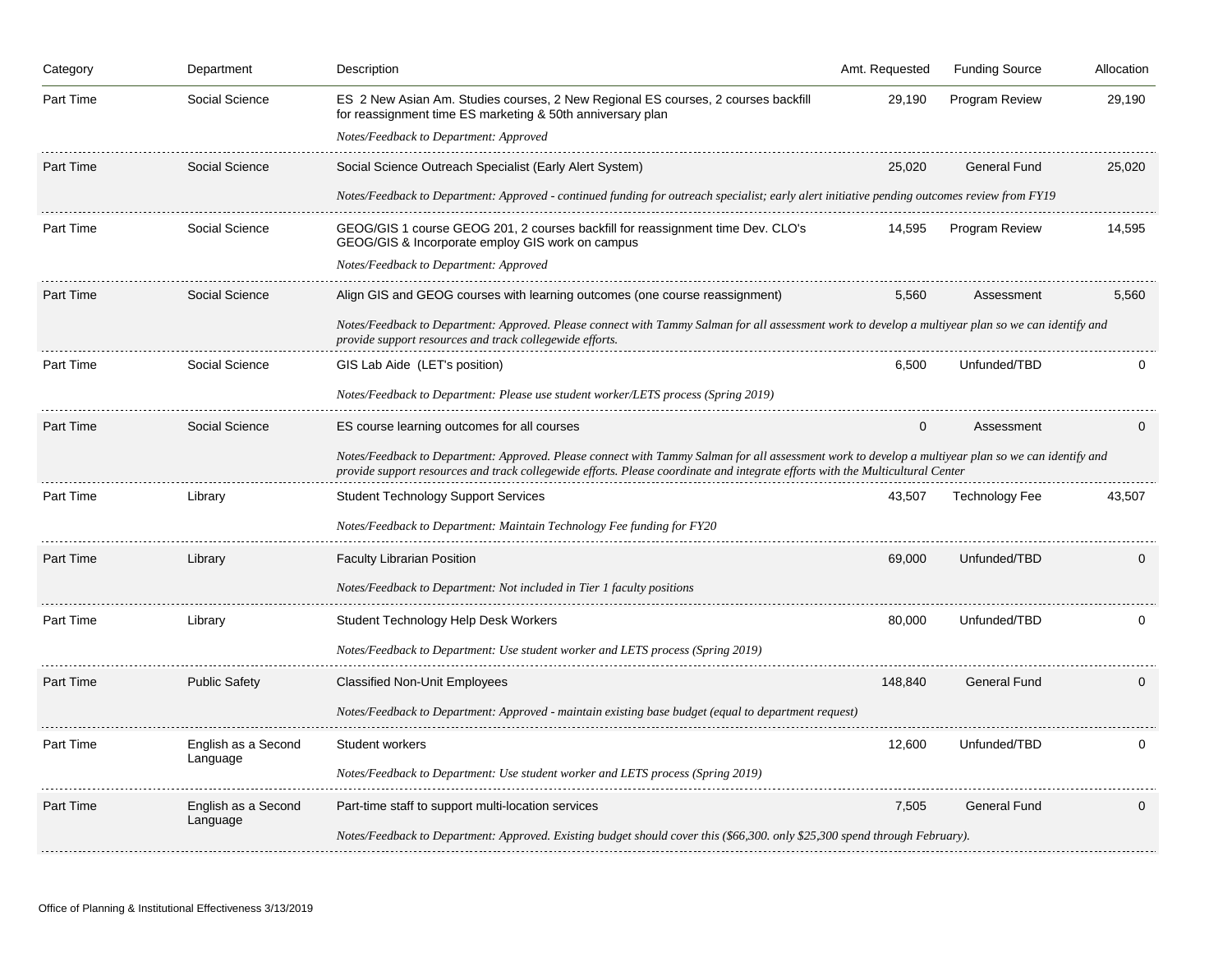| Category | Department | Description | Amt. Requested | Funding Source | Allocation |
|---|---|---|---|---|---|
| Part Time | Social Science | ES 2 New Asian Am. Studies courses, 2 New Regional ES courses, 2 courses backfill for reassignment time ES marketing & 50th anniversary plan<br>*Notes/Feedback to Department: Approved* | 29,190 | Program Review | 29,190 |
| Part Time | Social Science | Social Science Outreach Specialist (Early Alert System)<br>*Notes/Feedback to Department: Approved - continued funding for outreach specialist; early alert initiative pending outcomes review from FY19* | 25,020 | General Fund | 25,020 |
| Part Time | Social Science | GEOG/GIS 1 course GEOG 201, 2 courses backfill for reassignment time Dev. CLO's GEOG/GIS & Incorporate employ GIS work on campus<br>*Notes/Feedback to Department: Approved* | 14,595 | Program Review | 14,595 |
| Part Time | Social Science | Align GIS and GEOG courses with learning outcomes (one course reassignment)<br>*Notes/Feedback to Department: Approved. Please connect with Tammy Salman for all assessment work to develop a multiyear plan so we can identify and provide support resources and track collegewide efforts.* | 5,560 | Assessment | 5,560 |
| Part Time | Social Science | GIS Lab Aide (LET's position)<br>*Notes/Feedback to Department: Please use student worker/LETS process (Spring 2019)* | 6,500 | Unfunded/TBD | 0 |
| Part Time | Social Science | ES course learning outcomes for all courses<br>*Notes/Feedback to Department: Approved. Please connect with Tammy Salman for all assessment work to develop a multiyear plan so we can identify and provide support resources and track collegewide efforts. Please coordinate and integrate efforts with the Multicultural Center* | 0 | Assessment | 0 |
| Part Time | Library | Student Technology Support Services<br>*Notes/Feedback to Department: Maintain Technology Fee funding for FY20* | 43,507 | Technology Fee | 43,507 |
| Part Time | Library | Faculty Librarian Position<br>*Notes/Feedback to Department: Not included in Tier 1 faculty positions* | 69,000 | Unfunded/TBD | 0 |
| Part Time | Library | Student Technology Help Desk Workers<br>*Notes/Feedback to Department: Use student worker and LETS process (Spring 2019)* | 80,000 | Unfunded/TBD | 0 |
| Part Time | Public Safety | Classified Non-Unit Employees<br>*Notes/Feedback to Department: Approved - maintain existing base budget (equal to department request)* | 148,840 | General Fund | 0 |
| Part Time | English as a Second Language | Student workers<br>*Notes/Feedback to Department: Use student worker and LETS process (Spring 2019)* | 12,600 | Unfunded/TBD | 0 |
| Part Time | English as a Second Language | Part-time staff to support multi-location services<br>*Notes/Feedback to Department: Approved. Existing budget should cover this ($66,300. only $25,300 spend through February).* | 7,505 | General Fund | 0 |

Office of Planning & Institutional Effectiveness 3/13/2019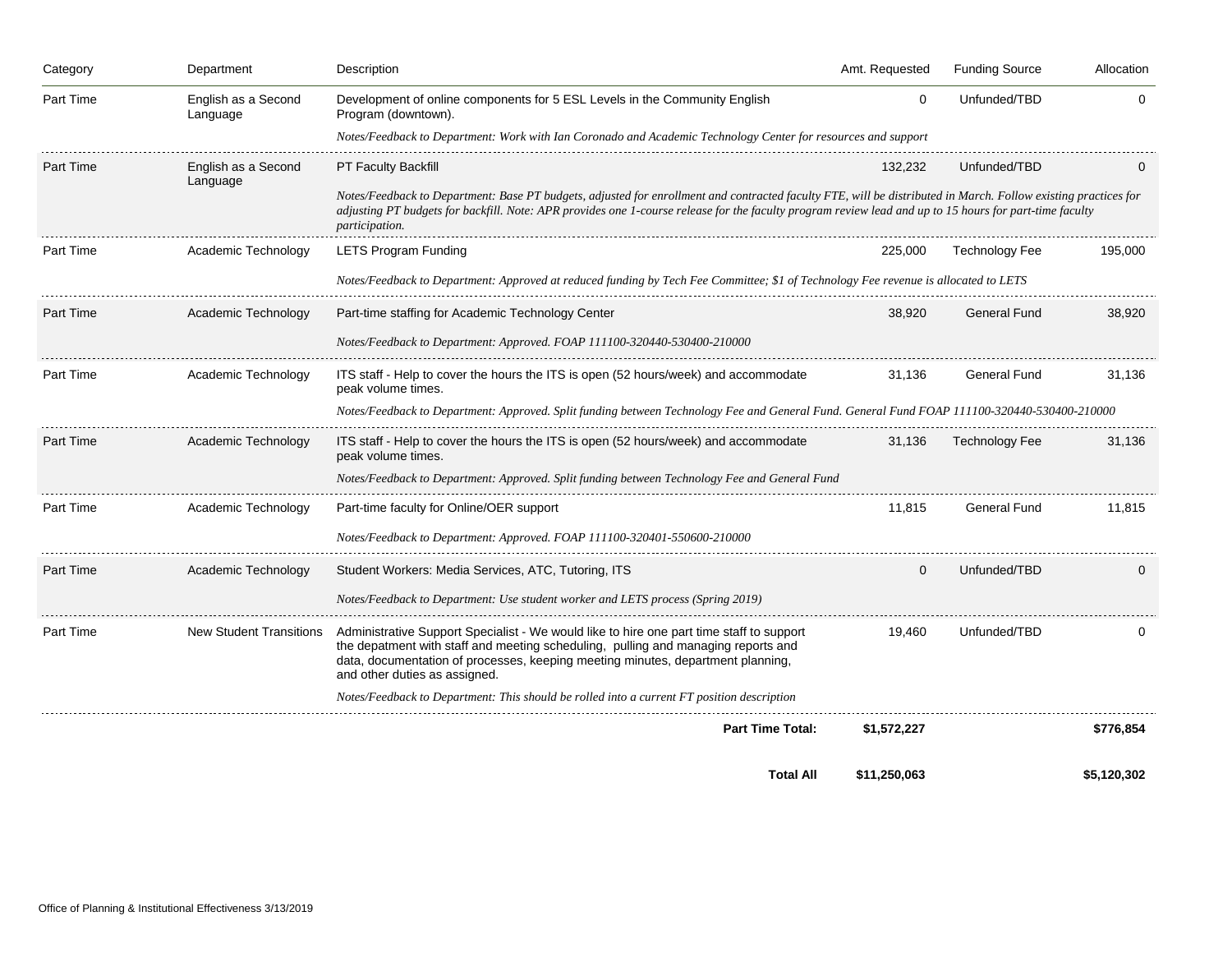| Category | Department | Description | Amt. Requested | Funding Source | Allocation |
|---|---|---|---|---|---|
| Part Time | English as a Second Language | Development of online components for 5 ESL Levels in the Community English Program (downtown). | 0 | Unfunded/TBD | 0 |
| | | *Notes/Feedback to Department: Work with Ian Coronado and Academic Technology Center for resources and support* | | | |
| Part Time | English as a Second Language | PT Faculty Backfill | 132,232 | Unfunded/TBD | 0 |
| | | *Notes/Feedback to Department: Base PT budgets, adjusted for enrollment and contracted faculty FTE, will be distributed in March. Follow existing practices for adjusting PT budgets for backfill. Note: APR provides one 1-course release for the faculty program review lead and up to 15 hours for part-time faculty participation.* | | | |
| Part Time | Academic Technology | LETS Program Funding | 225,000 | Technology Fee | 195,000 |
| | | *Notes/Feedback to Department: Approved at reduced funding by Tech Fee Committee; $1 of Technology Fee revenue is allocated to LETS* | | | |
| Part Time | Academic Technology | Part-time staffing for Academic Technology Center | 38,920 | General Fund | 38,920 |
| | | *Notes/Feedback to Department: Approved. FOAP 111100-320440-530400-210000* | | | |
| Part Time | Academic Technology | ITS staff - Help to cover the hours the ITS is open (52 hours/week) and accommodate peak volume times. | 31,136 | General Fund | 31,136 |
| | | *Notes/Feedback to Department: Approved. Split funding between Technology Fee and General Fund. General Fund FOAP 111100-320440-530400-210000* | | | |
| Part Time | Academic Technology | ITS staff - Help to cover the hours the ITS is open (52 hours/week) and accommodate peak volume times. | 31,136 | Technology Fee | 31,136 |
| | | *Notes/Feedback to Department: Approved. Split funding between Technology Fee and General Fund* | | | |
| Part Time | Academic Technology | Part-time faculty for Online/OER support | 11,815 | General Fund | 11,815 |
| | | *Notes/Feedback to Department: Approved. FOAP 111100-320401-550600-210000* | | | |
| Part Time | Academic Technology | Student Workers: Media Services, ATC, Tutoring, ITS | 0 | Unfunded/TBD | 0 |
| | | *Notes/Feedback to Department: Use student worker and LETS process (Spring 2019)* | | | |
| Part Time | New Student Transitions | Administrative Support Specialist - We would like to hire one part time staff to support the depatment with staff and meeting scheduling, pulling and managing reports and data, documentation of processes, keeping meeting minutes, department planning, and other duties as assigned. | 19,460 | Unfunded/TBD | 0 |
| | | *Notes/Feedback to Department: This should be rolled into a current FT position description* | | | |
| | | **Part Time Total:** | **$1,572,227** | | **$776,854** |
| | | **Total All** | **$11,250,063** | | **$5,120,302** |

Office of Planning & Institutional Effectiveness 3/13/2019